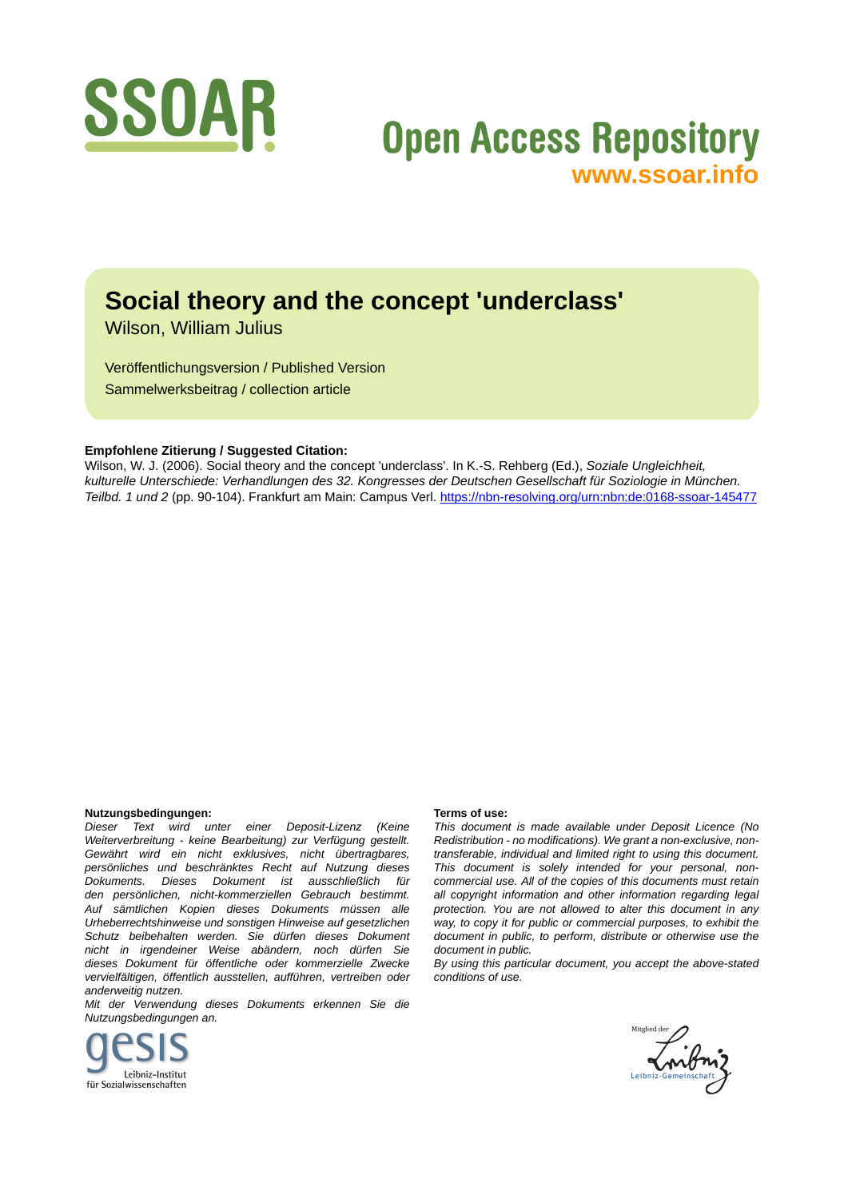SSOAR

Open Access Repository
www.ssoar.info

# Social theory and the concept 'underclass'

Wilson, William Julius

Veröffentlichungsversion / Published Version
Sammelwerksbeitrag / collection article

**Empfohlene Zitierung / Suggested Citation:**
Wilson, W. J. (2006). Social theory and the concept 'underclass'. In K.-S. Rehberg (Ed.), *Soziale Ungleichheit, kulturelle Unterschiede: Verhandlungen des 32. Kongresses der Deutschen Gesellschaft für Soziologie in München. Teilbd. 1 und 2* (pp. 90-104). Frankfurt am Main: Campus Verl. https://nbn-resolving.org/urn:nbn:de:0168-ssoar-145477

**Nutzungsbedingungen:**
*Dieser Text wird unter einer Deposit-Lizenz (Keine Weiterverbreitung - keine Bearbeitung) zur Verfügung gestellt. Gewährt wird ein nicht exklusives, nicht übertragbares, persönliches und beschränktes Recht auf Nutzung dieses Dokuments. Dieses Dokument ist ausschließlich für den persönlichen, nicht-kommerziellen Gebrauch bestimmt. Auf sämtlichen Kopien dieses Dokuments müssen alle Urheberrechtshinweise und sonstigen Hinweise auf gesetzlichen Schutz beibehalten werden. Sie dürfen dieses Dokument nicht in irgendeiner Weise abändern, noch dürfen Sie dieses Dokument für öffentliche oder kommerzielle Zwecke vervielfältigen, öffentlich ausstellen, aufführen, vertreiben oder anderweitig nutzen.*
*Mit der Verwendung dieses Dokuments erkennen Sie die Nutzungsbedingungen an.*

**Terms of use:**
*This document is made available under Deposit Licence (No Redistribution - no modifications). We grant a non-exclusive, non-transferable, individual and limited right to using this document. This document is solely intended for your personal, non-commercial use. All of the copies of this documents must retain all copyright information and other information regarding legal protection. You are not allowed to alter this document in any way, to copy it for public or commercial purposes, to exhibit the document in public, to perform, distribute or otherwise use the document in public.*
*By using this particular document, you accept the above-stated conditions of use.*

gesis
Leibniz-Institut
für Sozialwissenschaften

Mitglied der
Leibniz-Gemeinschaft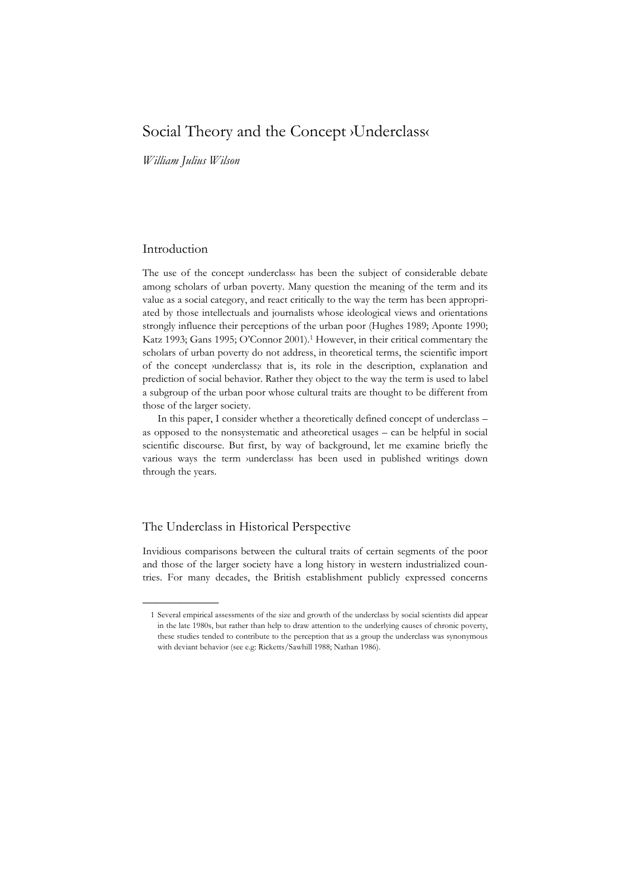# Social Theory and the Concept ›Underclass‹

*William Julius Wilson*

## Introduction

The use of the concept ›underclass‹ has been the subject of considerable debate among scholars of urban poverty. Many question the meaning of the term and its value as a social category, and react critically to the way the term has been appropriated by those intellectuals and journalists whose ideological views and orientations strongly influence their perceptions of the urban poor (Hughes 1989; Aponte 1990; Katz 1993; Gans 1995; O'Connor 2001).[1] However, in their critical commentary the scholars of urban poverty do not address, in theoretical terms, the scientific import of the concept ›underclass;‹ that is, its role in the description, explanation and prediction of social behavior. Rather they object to the way the term is used to label a subgroup of the urban poor whose cultural traits are thought to be different from those of the larger society.

In this paper, I consider whether a theoretically defined concept of underclass – as opposed to the nonsystematic and atheoretical usages – can be helpful in social scientific discourse. But first, by way of background, let me examine briefly the various ways the term ›underclass‹ has been used in published writings down through the years.

## The Underclass in Historical Perspective

Invidious comparisons between the cultural traits of certain segments of the poor and those of the larger society have a long history in western industrialized countries. For many decades, the British establishment publicly expressed concerns

---

1 Several empirical assessments of the size and growth of the underclass by social scientists did appear in the late 1980s, but rather than help to draw attention to the underlying causes of chronic poverty, these studies tended to contribute to the perception that as a group the underclass was synonymous with deviant behavior (see e.g: Ricketts/Sawhill 1988; Nathan 1986).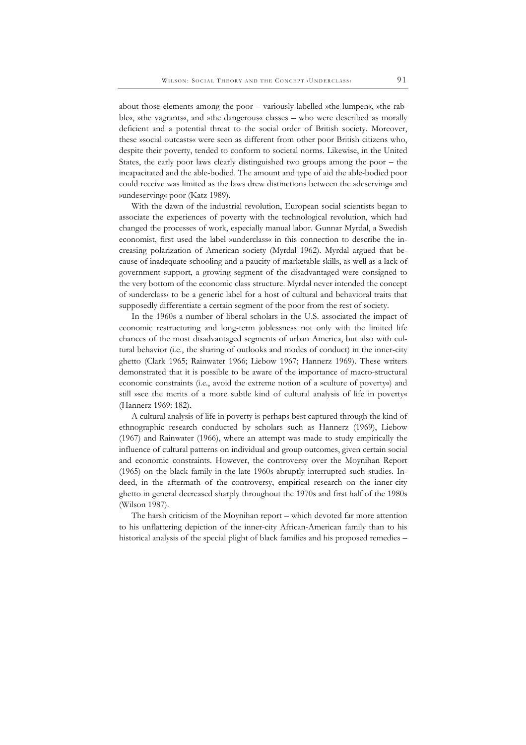about those elements among the poor – variously labelled »the lumpen«, »the rabble«, »the vagrants«, and »the dangerous« classes – who were described as morally deficient and a potential threat to the social order of British society. Moreover, these »social outcasts« were seen as different from other poor British citizens who, despite their poverty, tended to conform to societal norms. Likewise, in the United States, the early poor laws clearly distinguished two groups among the poor – the incapacitated and the able-bodied. The amount and type of aid the able-bodied poor could receive was limited as the laws drew distinctions between the »deserving« and »undeserving« poor (Katz 1989).

With the dawn of the industrial revolution, European social scientists began to associate the experiences of poverty with the technological revolution, which had changed the processes of work, especially manual labor. Gunnar Myrdal, a Swedish economist, first used the label »underclass« in this connection to describe the increasing polarization of American society (Myrdal 1962). Myrdal argued that because of inadequate schooling and a paucity of marketable skills, as well as a lack of government support, a growing segment of the disadvantaged were consigned to the very bottom of the economic class structure. Myrdal never intended the concept of ›underclass‹ to be a generic label for a host of cultural and behavioral traits that supposedly differentiate a certain segment of the poor from the rest of society.

In the 1960s a number of liberal scholars in the U.S. associated the impact of economic restructuring and long-term joblessness not only with the limited life chances of the most disadvantaged segments of urban America, but also with cultural behavior (i.e., the sharing of outlooks and modes of conduct) in the inner-city ghetto (Clark 1965; Rainwater 1966; Liebow 1967; Hannerz 1969). These writers demonstrated that it is possible to be aware of the importance of macro-structural economic constraints (i.e., avoid the extreme notion of a »culture of poverty«) and still »see the merits of a more subtle kind of cultural analysis of life in poverty« (Hannerz 1969: 182).

A cultural analysis of life in poverty is perhaps best captured through the kind of ethnographic research conducted by scholars such as Hannerz (1969), Liebow (1967) and Rainwater (1966), where an attempt was made to study empirically the influence of cultural patterns on individual and group outcomes, given certain social and economic constraints. However, the controversy over the Moynihan Report (1965) on the black family in the late 1960s abruptly interrupted such studies. Indeed, in the aftermath of the controversy, empirical research on the inner-city ghetto in general decreased sharply throughout the 1970s and first half of the 1980s (Wilson 1987).

The harsh criticism of the Moynihan report – which devoted far more attention to his unflattering depiction of the inner-city African-American family than to his historical analysis of the special plight of black families and his proposed remedies –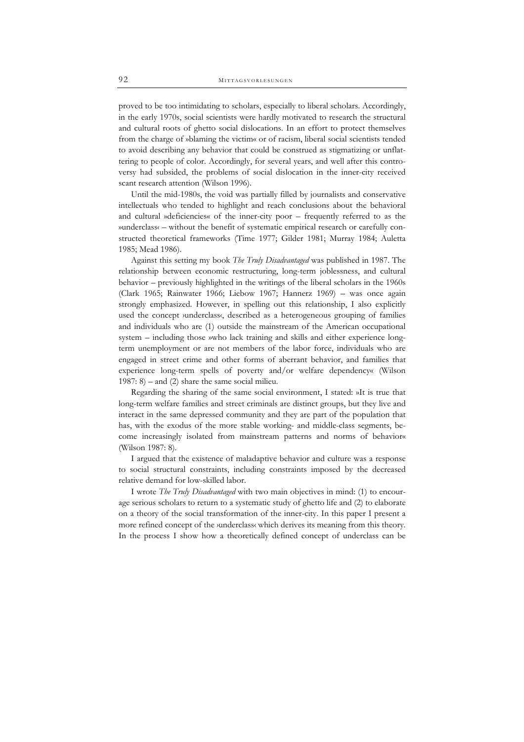proved to be too intimidating to scholars, especially to liberal scholars. Accordingly, in the early 1970s, social scientists were hardly motivated to research the structural and cultural roots of ghetto social dislocations. In an effort to protect themselves from the charge of »blaming the victim« or of racism, liberal social scientists tended to avoid describing any behavior that could be construed as stigmatizing or unflattering to people of color. Accordingly, for several years, and well after this controversy had subsided, the problems of social dislocation in the inner-city received scant research attention (Wilson 1996).

Until the mid-1980s, the void was partially filled by journalists and conservative intellectuals who tended to highlight and reach conclusions about the behavioral and cultural »deficiencies« of the inner-city poor – frequently referred to as the »underclass« – without the benefit of systematic empirical research or carefully constructed theoretical frameworks (Time 1977; Gilder 1981; Murray 1984; Auletta 1985; Mead 1986).

Against this setting my book *The Truly Disadvantaged* was published in 1987. The relationship between economic restructuring, long-term joblessness, and cultural behavior – previously highlighted in the writings of the liberal scholars in the 1960s (Clark 1965; Rainwater 1966; Liebow 1967; Hannerz 1969) – was once again strongly emphasized. However, in spelling out this relationship, I also explicitly used the concept ›underclass‹, described as a heterogeneous grouping of families and individuals who are (1) outside the mainstream of the American occupational system – including those »who lack training and skills and either experience long-term unemployment or are not members of the labor force, individuals who are engaged in street crime and other forms of aberrant behavior, and families that experience long-term spells of poverty and/or welfare dependency« (Wilson 1987: 8) – and (2) share the same social milieu.

Regarding the sharing of the same social environment, I stated: »It is true that long-term welfare families and street criminals are distinct groups, but they live and interact in the same depressed community and they are part of the population that has, with the exodus of the more stable working- and middle-class segments, become increasingly isolated from mainstream patterns and norms of behavior« (Wilson 1987: 8).

I argued that the existence of maladaptive behavior and culture was a response to social structural constraints, including constraints imposed by the decreased relative demand for low-skilled labor.

I wrote *The Truly Disadvantaged* with two main objectives in mind: (1) to encourage serious scholars to return to a systematic study of ghetto life and (2) to elaborate on a theory of the social transformation of the inner-city. In this paper I present a more refined concept of the ›underclass‹ which derives its meaning from this theory. In the process I show how a theoretically defined concept of underclass can be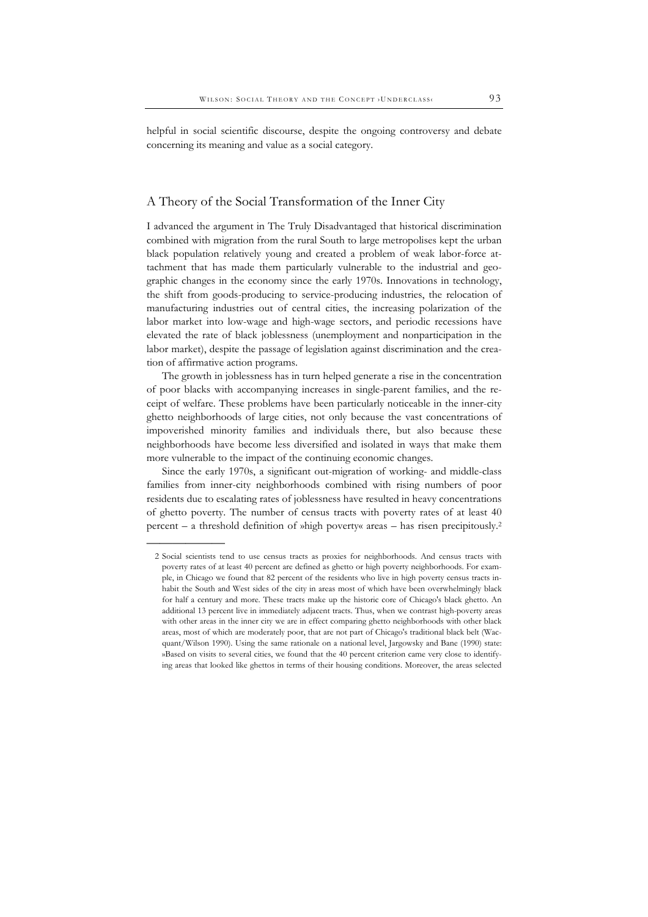helpful in social scientific discourse, despite the ongoing controversy and debate concerning its meaning and value as a social category.

## A Theory of the Social Transformation of the Inner City

I advanced the argument in The Truly Disadvantaged that historical discrimination combined with migration from the rural South to large metropolises kept the urban black population relatively young and created a problem of weak labor-force attachment that has made them particularly vulnerable to the industrial and geographic changes in the economy since the early 1970s. Innovations in technology, the shift from goods-producing to service-producing industries, the relocation of manufacturing industries out of central cities, the increasing polarization of the labor market into low-wage and high-wage sectors, and periodic recessions have elevated the rate of black joblessness (unemployment and nonparticipation in the labor market), despite the passage of legislation against discrimination and the creation of affirmative action programs.

The growth in joblessness has in turn helped generate a rise in the concentration of poor blacks with accompanying increases in single-parent families, and the receipt of welfare. These problems have been particularly noticeable in the inner-city ghetto neighborhoods of large cities, not only because the vast concentrations of impoverished minority families and individuals there, but also because these neighborhoods have become less diversified and isolated in ways that make them more vulnerable to the impact of the continuing economic changes.

Since the early 1970s, a significant out-migration of working- and middle-class families from inner-city neighborhoods combined with rising numbers of poor residents due to escalating rates of joblessness have resulted in heavy concentrations of ghetto poverty. The number of census tracts with poverty rates of at least 40 percent – a threshold definition of »high poverty« areas – has risen precipitously.[2]

---

2 Social scientists tend to use census tracts as proxies for neighborhoods. And census tracts with poverty rates of at least 40 percent are defined as ghetto or high poverty neighborhoods. For example, in Chicago we found that 82 percent of the residents who live in high poverty census tracts inhabit the South and West sides of the city in areas most of which have been overwhelmingly black for half a century and more. These tracts make up the historic core of Chicago's black ghetto. An additional 13 percent live in immediately adjacent tracts. Thus, when we contrast high-poverty areas with other areas in the inner city we are in effect comparing ghetto neighborhoods with other black areas, most of which are moderately poor, that are not part of Chicago's traditional black belt (Wacquant/Wilson 1990). Using the same rationale on a national level, Jargowsky and Bane (1990) state: »Based on visits to several cities, we found that the 40 percent criterion came very close to identifying areas that looked like ghettos in terms of their housing conditions. Moreover, the areas selected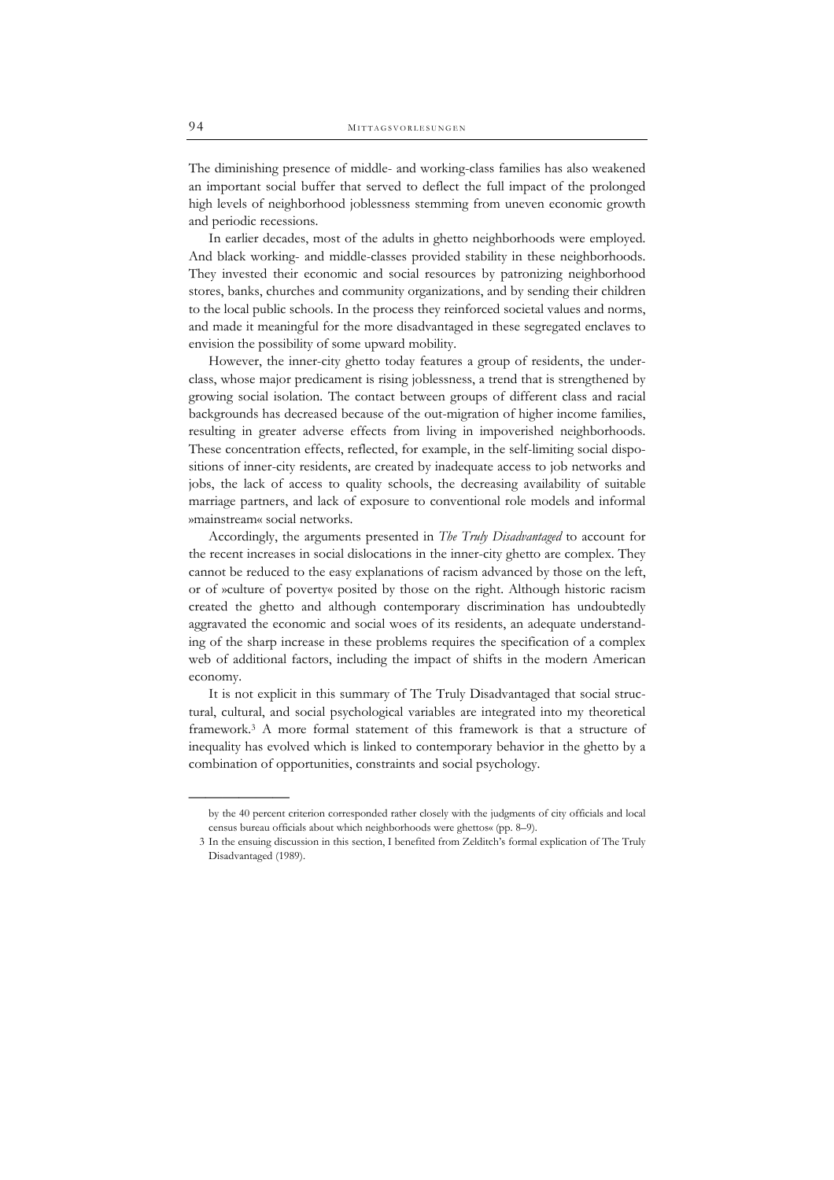The diminishing presence of middle- and working-class families has also weakened an important social buffer that served to deflect the full impact of the prolonged high levels of neighborhood joblessness stemming from uneven economic growth and periodic recessions.

In earlier decades, most of the adults in ghetto neighborhoods were employed. And black working- and middle-classes provided stability in these neighborhoods. They invested their economic and social resources by patronizing neighborhood stores, banks, churches and community organizations, and by sending their children to the local public schools. In the process they reinforced societal values and norms, and made it meaningful for the more disadvantaged in these segregated enclaves to envision the possibility of some upward mobility.

However, the inner-city ghetto today features a group of residents, the underclass, whose major predicament is rising joblessness, a trend that is strengthened by growing social isolation. The contact between groups of different class and racial backgrounds has decreased because of the out-migration of higher income families, resulting in greater adverse effects from living in impoverished neighborhoods. These concentration effects, reflected, for example, in the self-limiting social dispositions of inner-city residents, are created by inadequate access to job networks and jobs, the lack of access to quality schools, the decreasing availability of suitable marriage partners, and lack of exposure to conventional role models and informal »mainstream« social networks.

Accordingly, the arguments presented in *The Truly Disadvantaged* to account for the recent increases in social dislocations in the inner-city ghetto are complex. They cannot be reduced to the easy explanations of racism advanced by those on the left, or of »culture of poverty« posited by those on the right. Although historic racism created the ghetto and although contemporary discrimination has undoubtedly aggravated the economic and social woes of its residents, an adequate understanding of the sharp increase in these problems requires the specification of a complex web of additional factors, including the impact of shifts in the modern American economy.

It is not explicit in this summary of The Truly Disadvantaged that social structural, cultural, and social psychological variables are integrated into my theoretical framework.[3] A more formal statement of this framework is that a structure of inequality has evolved which is linked to contemporary behavior in the ghetto by a combination of opportunities, constraints and social psychology.

---

by the 40 percent criterion corresponded rather closely with the judgments of city officials and local census bureau officials about which neighborhoods were ghettos« (pp. 8–9).

3 In the ensuing discussion in this section, I benefited from Zelditch's formal explication of The Truly Disadvantaged (1989).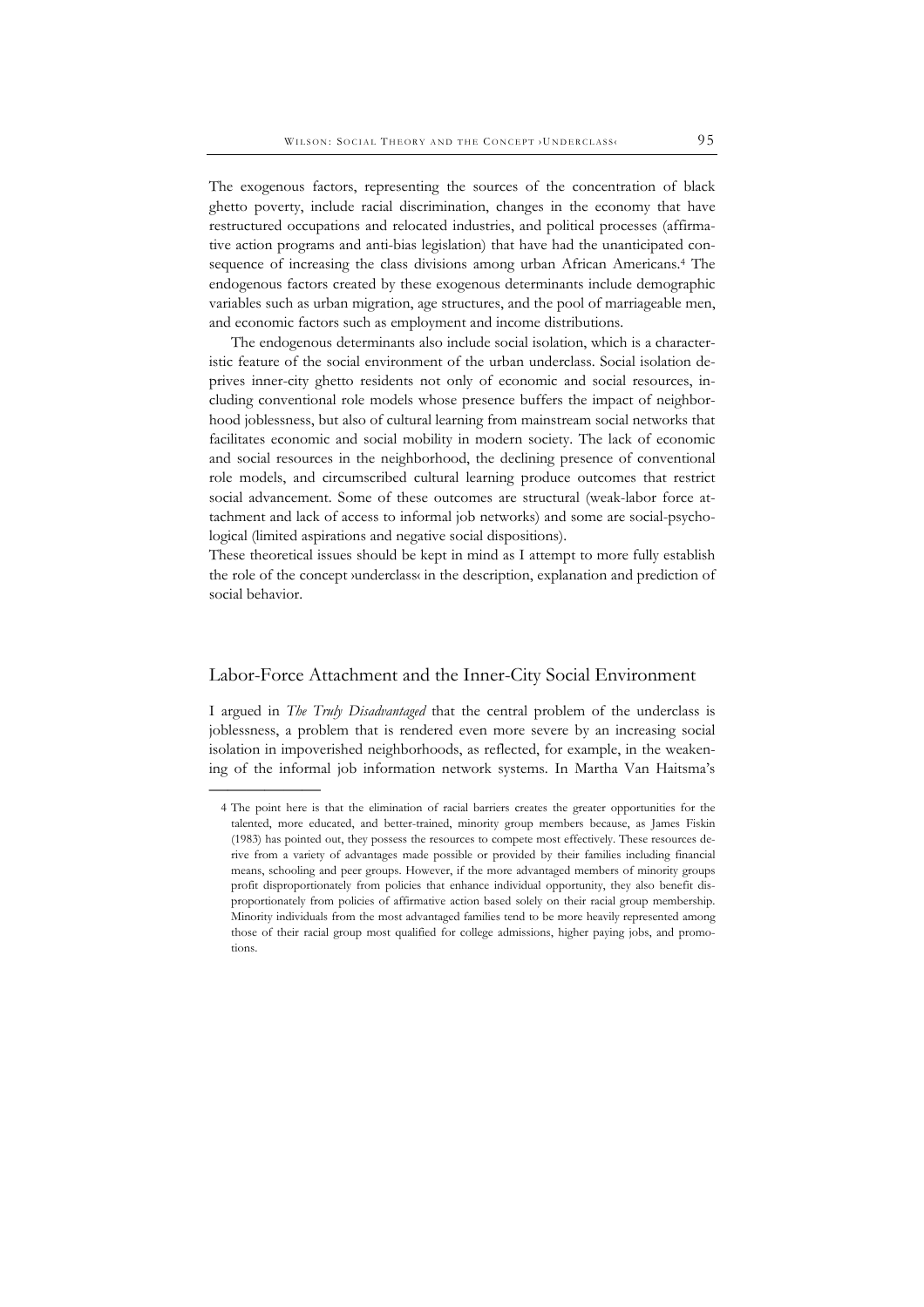The exogenous factors, representing the sources of the concentration of black ghetto poverty, include racial discrimination, changes in the economy that have restructured occupations and relocated industries, and political processes (affirmative action programs and anti-bias legislation) that have had the unanticipated consequence of increasing the class divisions among urban African Americans.[4] The endogenous factors created by these exogenous determinants include demographic variables such as urban migration, age structures, and the pool of marriageable men, and economic factors such as employment and income distributions.

The endogenous determinants also include social isolation, which is a characteristic feature of the social environment of the urban underclass. Social isolation deprives inner-city ghetto residents not only of economic and social resources, including conventional role models whose presence buffers the impact of neighborhood joblessness, but also of cultural learning from mainstream social networks that facilitates economic and social mobility in modern society. The lack of economic and social resources in the neighborhood, the declining presence of conventional role models, and circumscribed cultural learning produce outcomes that restrict social advancement. Some of these outcomes are structural (weak-labor force attachment and lack of access to informal job networks) and some are social-psychological (limited aspirations and negative social dispositions).

These theoretical issues should be kept in mind as I attempt to more fully establish the role of the concept ›underclass‹ in the description, explanation and prediction of social behavior.

## Labor-Force Attachment and the Inner-City Social Environment

I argued in *The Truly Disadvantaged* that the central problem of the underclass is joblessness, a problem that is rendered even more severe by an increasing social isolation in impoverished neighborhoods, as reflected, for example, in the weakening of the informal job information network systems. In Martha Van Haitsma's

---

4 The point here is that the elimination of racial barriers creates the greater opportunities for the talented, more educated, and better-trained, minority group members because, as James Fiskin (1983) has pointed out, they possess the resources to compete most effectively. These resources derive from a variety of advantages made possible or provided by their families including financial means, schooling and peer groups. However, if the more advantaged members of minority groups profit disproportionately from policies that enhance individual opportunity, they also benefit disproportionately from policies of affirmative action based solely on their racial group membership. Minority individuals from the most advantaged families tend to be more heavily represented among those of their racial group most qualified for college admissions, higher paying jobs, and promotions.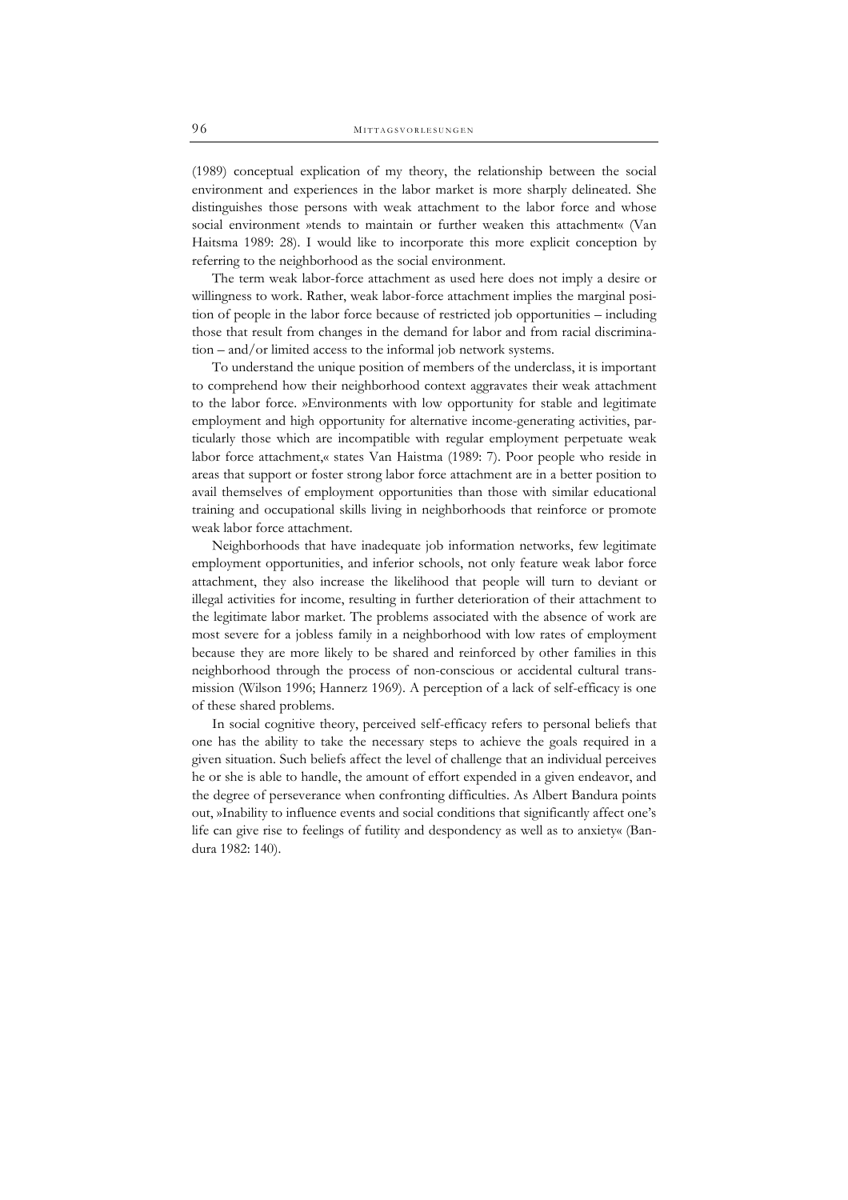(1989) conceptual explication of my theory, the relationship between the social environment and experiences in the labor market is more sharply delineated. She distinguishes those persons with weak attachment to the labor force and whose social environment »tends to maintain or further weaken this attachment« (Van Haitsma 1989: 28). I would like to incorporate this more explicit conception by referring to the neighborhood as the social environment.

The term weak labor-force attachment as used here does not imply a desire or willingness to work. Rather, weak labor-force attachment implies the marginal position of people in the labor force because of restricted job opportunities – including those that result from changes in the demand for labor and from racial discrimination – and/or limited access to the informal job network systems.

To understand the unique position of members of the underclass, it is important to comprehend how their neighborhood context aggravates their weak attachment to the labor force. »Environments with low opportunity for stable and legitimate employment and high opportunity for alternative income-generating activities, particularly those which are incompatible with regular employment perpetuate weak labor force attachment,« states Van Haistma (1989: 7). Poor people who reside in areas that support or foster strong labor force attachment are in a better position to avail themselves of employment opportunities than those with similar educational training and occupational skills living in neighborhoods that reinforce or promote weak labor force attachment.

Neighborhoods that have inadequate job information networks, few legitimate employment opportunities, and inferior schools, not only feature weak labor force attachment, they also increase the likelihood that people will turn to deviant or illegal activities for income, resulting in further deterioration of their attachment to the legitimate labor market. The problems associated with the absence of work are most severe for a jobless family in a neighborhood with low rates of employment because they are more likely to be shared and reinforced by other families in this neighborhood through the process of non-conscious or accidental cultural transmission (Wilson 1996; Hannerz 1969). A perception of a lack of self-efficacy is one of these shared problems.

In social cognitive theory, perceived self-efficacy refers to personal beliefs that one has the ability to take the necessary steps to achieve the goals required in a given situation. Such beliefs affect the level of challenge that an individual perceives he or she is able to handle, the amount of effort expended in a given endeavor, and the degree of perseverance when confronting difficulties. As Albert Bandura points out, »Inability to influence events and social conditions that significantly affect one's life can give rise to feelings of futility and despondency as well as to anxiety« (Bandura 1982: 140).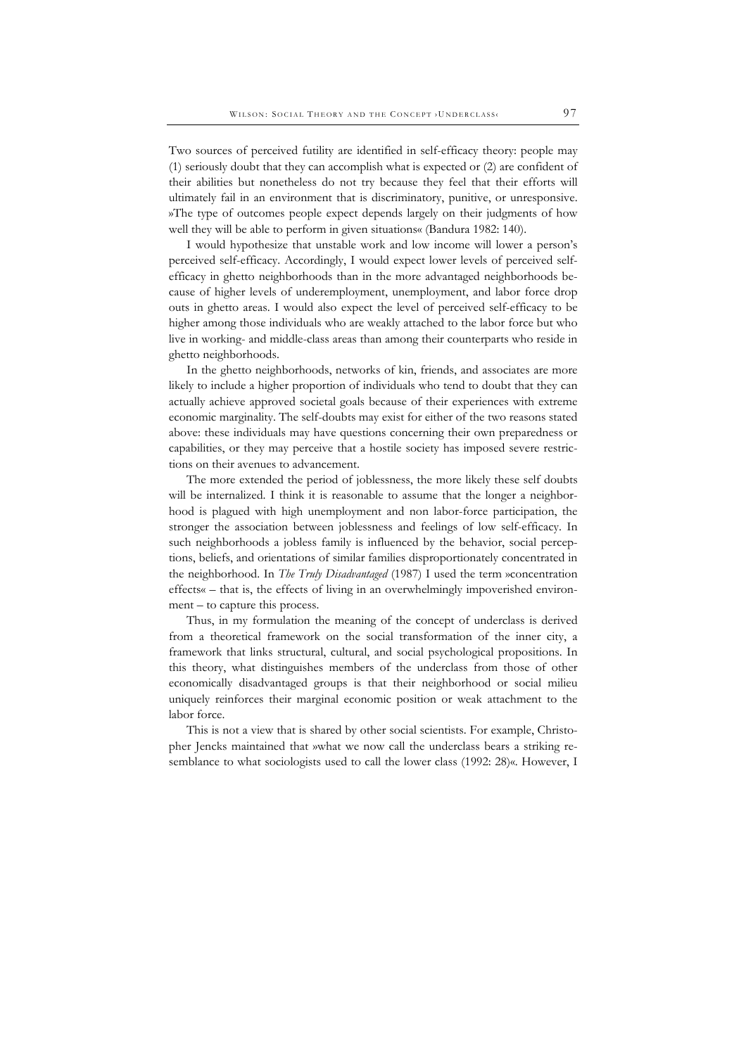Two sources of perceived futility are identified in self-efficacy theory: people may (1) seriously doubt that they can accomplish what is expected or (2) are confident of their abilities but nonetheless do not try because they feel that their efforts will ultimately fail in an environment that is discriminatory, punitive, or unresponsive. »The type of outcomes people expect depends largely on their judgments of how well they will be able to perform in given situations« (Bandura 1982: 140).

I would hypothesize that unstable work and low income will lower a person's perceived self-efficacy. Accordingly, I would expect lower levels of perceived self-efficacy in ghetto neighborhoods than in the more advantaged neighborhoods because of higher levels of underemployment, unemployment, and labor force drop outs in ghetto areas. I would also expect the level of perceived self-efficacy to be higher among those individuals who are weakly attached to the labor force but who live in working- and middle-class areas than among their counterparts who reside in ghetto neighborhoods.

In the ghetto neighborhoods, networks of kin, friends, and associates are more likely to include a higher proportion of individuals who tend to doubt that they can actually achieve approved societal goals because of their experiences with extreme economic marginality. The self-doubts may exist for either of the two reasons stated above: these individuals may have questions concerning their own preparedness or capabilities, or they may perceive that a hostile society has imposed severe restrictions on their avenues to advancement.

The more extended the period of joblessness, the more likely these self doubts will be internalized. I think it is reasonable to assume that the longer a neighborhood is plagued with high unemployment and non labor-force participation, the stronger the association between joblessness and feelings of low self-efficacy. In such neighborhoods a jobless family is influenced by the behavior, social perceptions, beliefs, and orientations of similar families disproportionately concentrated in the neighborhood. In *The Truly Disadvantaged* (1987) I used the term »concentration effects« – that is, the effects of living in an overwhelmingly impoverished environment – to capture this process.

Thus, in my formulation the meaning of the concept of underclass is derived from a theoretical framework on the social transformation of the inner city, a framework that links structural, cultural, and social psychological propositions. In this theory, what distinguishes members of the underclass from those of other economically disadvantaged groups is that their neighborhood or social milieu uniquely reinforces their marginal economic position or weak attachment to the labor force.

This is not a view that is shared by other social scientists. For example, Christopher Jencks maintained that »what we now call the underclass bears a striking resemblance to what sociologists used to call the lower class (1992: 28)«. However, I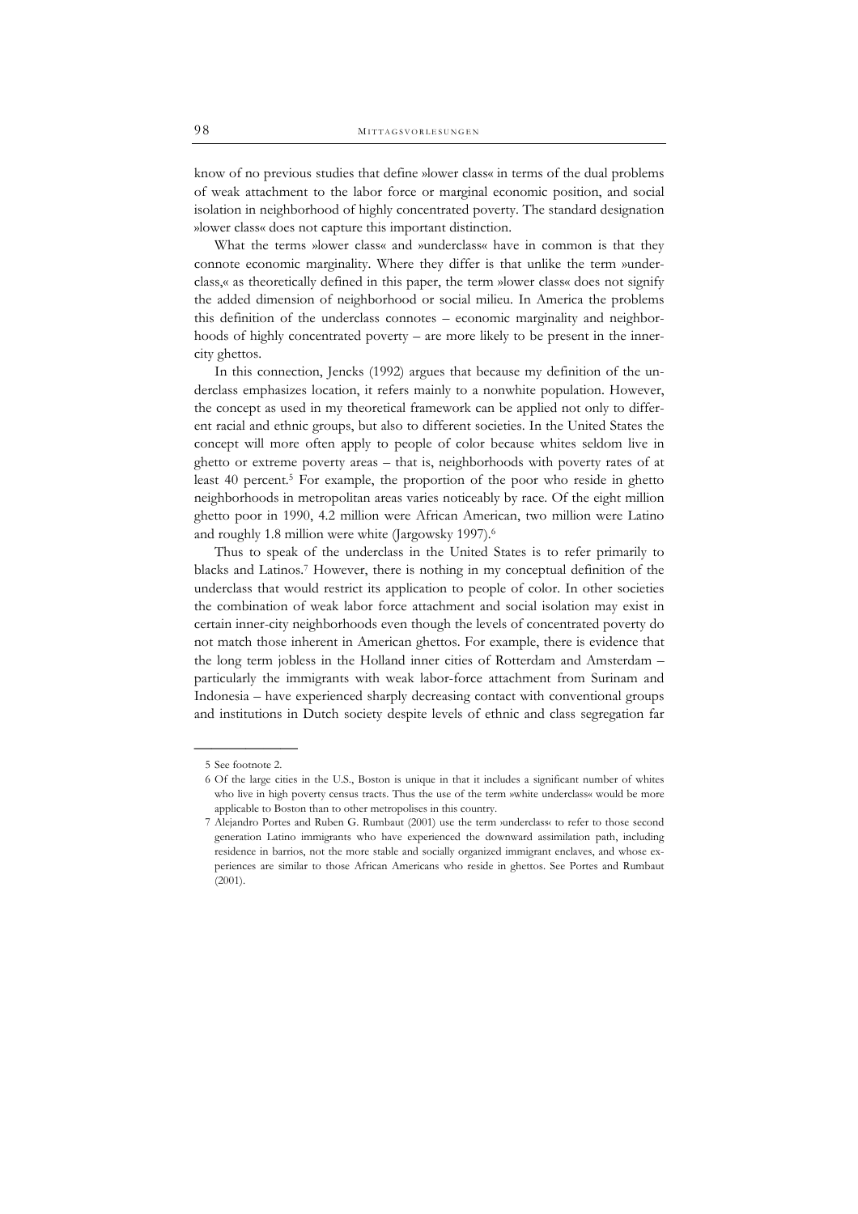know of no previous studies that define »lower class« in terms of the dual problems of weak attachment to the labor force or marginal economic position, and social isolation in neighborhood of highly concentrated poverty. The standard designation »lower class« does not capture this important distinction.

What the terms »lower class« and »underclass« have in common is that they connote economic marginality. Where they differ is that unlike the term »underclass,« as theoretically defined in this paper, the term »lower class« does not signify the added dimension of neighborhood or social milieu. In America the problems this definition of the underclass connotes – economic marginality and neighborhoods of highly concentrated poverty – are more likely to be present in the inner-city ghettos.

In this connection, Jencks (1992) argues that because my definition of the underclass emphasizes location, it refers mainly to a nonwhite population. However, the concept as used in my theoretical framework can be applied not only to different racial and ethnic groups, but also to different societies. In the United States the concept will more often apply to people of color because whites seldom live in ghetto or extreme poverty areas – that is, neighborhoods with poverty rates of at least 40 percent.[5] For example, the proportion of the poor who reside in ghetto neighborhoods in metropolitan areas varies noticeably by race. Of the eight million ghetto poor in 1990, 4.2 million were African American, two million were Latino and roughly 1.8 million were white (Jargowsky 1997).[6]

Thus to speak of the underclass in the United States is to refer primarily to blacks and Latinos.[7] However, there is nothing in my conceptual definition of the underclass that would restrict its application to people of color. In other societies the combination of weak labor force attachment and social isolation may exist in certain inner-city neighborhoods even though the levels of concentrated poverty do not match those inherent in American ghettos. For example, there is evidence that the long term jobless in the Holland inner cities of Rotterdam and Amsterdam – particularly the immigrants with weak labor-force attachment from Surinam and Indonesia – have experienced sharply decreasing contact with conventional groups and institutions in Dutch society despite levels of ethnic and class segregation far

---

5 See footnote 2.

6 Of the large cities in the U.S., Boston is unique in that it includes a significant number of whites who live in high poverty census tracts. Thus the use of the term »white underclass« would be more applicable to Boston than to other metropolises in this country.

7 Alejandro Portes and Ruben G. Rumbaut (2001) use the term ›underclass‹ to refer to those second generation Latino immigrants who have experienced the downward assimilation path, including residence in barrios, not the more stable and socially organized immigrant enclaves, and whose experiences are similar to those African Americans who reside in ghettos. See Portes and Rumbaut (2001).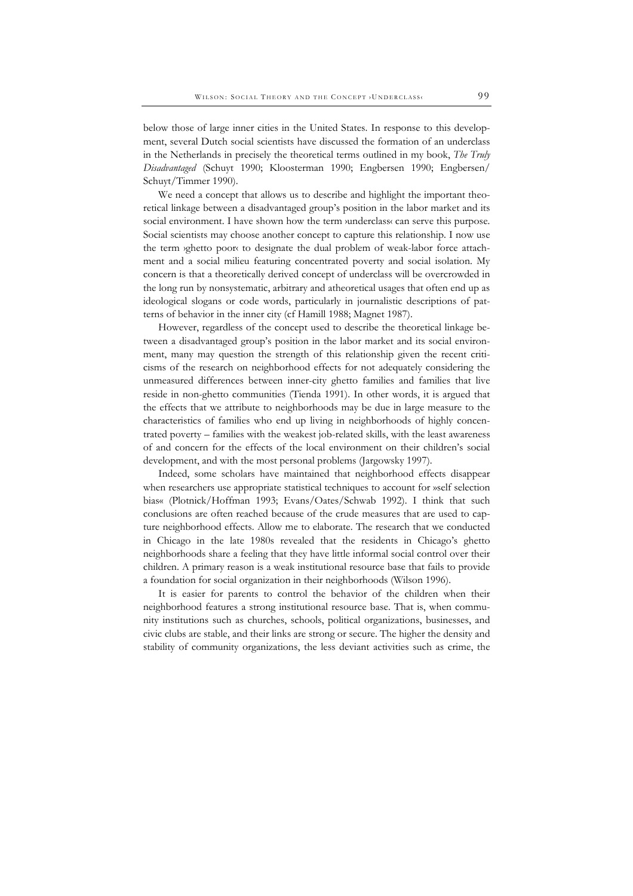below those of large inner cities in the United States. In response to this development, several Dutch social scientists have discussed the formation of an underclass in the Netherlands in precisely the theoretical terms outlined in my book, *The Truly Disadvantaged* (Schuyt 1990; Kloosterman 1990; Engbersen 1990; Engbersen/Schuyt/Timmer 1990).

We need a concept that allows us to describe and highlight the important theoretical linkage between a disadvantaged group's position in the labor market and its social environment. I have shown how the term ›underclass‹ can serve this purpose. Social scientists may choose another concept to capture this relationship. I now use the term ›ghetto poor‹ to designate the dual problem of weak-labor force attachment and a social milieu featuring concentrated poverty and social isolation. My concern is that a theoretically derived concept of underclass will be overcrowded in the long run by nonsystematic, arbitrary and atheoretical usages that often end up as ideological slogans or code words, particularly in journalistic descriptions of patterns of behavior in the inner city (cf Hamill 1988; Magnet 1987).

However, regardless of the concept used to describe the theoretical linkage between a disadvantaged group's position in the labor market and its social environment, many may question the strength of this relationship given the recent criticisms of the research on neighborhood effects for not adequately considering the unmeasured differences between inner-city ghetto families and families that live reside in non-ghetto communities (Tienda 1991). In other words, it is argued that the effects that we attribute to neighborhoods may be due in large measure to the characteristics of families who end up living in neighborhoods of highly concentrated poverty – families with the weakest job-related skills, with the least awareness of and concern for the effects of the local environment on their children's social development, and with the most personal problems (Jargowsky 1997).

Indeed, some scholars have maintained that neighborhood effects disappear when researchers use appropriate statistical techniques to account for »self selection bias« (Plotnick/Hoffman 1993; Evans/Oates/Schwab 1992). I think that such conclusions are often reached because of the crude measures that are used to capture neighborhood effects. Allow me to elaborate. The research that we conducted in Chicago in the late 1980s revealed that the residents in Chicago's ghetto neighborhoods share a feeling that they have little informal social control over their children. A primary reason is a weak institutional resource base that fails to provide a foundation for social organization in their neighborhoods (Wilson 1996).

It is easier for parents to control the behavior of the children when their neighborhood features a strong institutional resource base. That is, when community institutions such as churches, schools, political organizations, businesses, and civic clubs are stable, and their links are strong or secure. The higher the density and stability of community organizations, the less deviant activities such as crime, the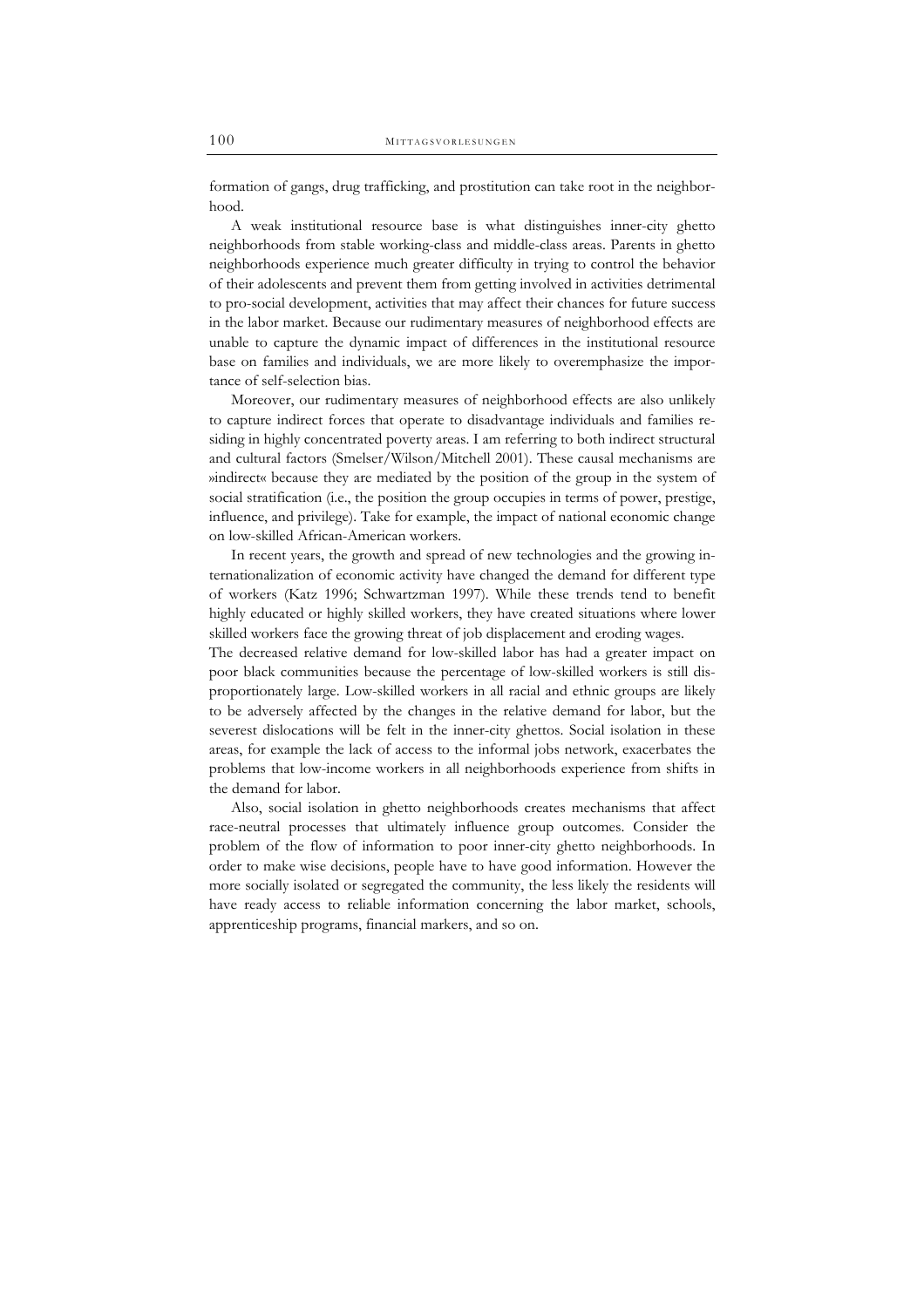formation of gangs, drug trafficking, and prostitution can take root in the neighborhood.

A weak institutional resource base is what distinguishes inner-city ghetto neighborhoods from stable working-class and middle-class areas. Parents in ghetto neighborhoods experience much greater difficulty in trying to control the behavior of their adolescents and prevent them from getting involved in activities detrimental to pro-social development, activities that may affect their chances for future success in the labor market. Because our rudimentary measures of neighborhood effects are unable to capture the dynamic impact of differences in the institutional resource base on families and individuals, we are more likely to overemphasize the importance of self-selection bias.

Moreover, our rudimentary measures of neighborhood effects are also unlikely to capture indirect forces that operate to disadvantage individuals and families residing in highly concentrated poverty areas. I am referring to both indirect structural and cultural factors (Smelser/Wilson/Mitchell 2001). These causal mechanisms are »indirect« because they are mediated by the position of the group in the system of social stratification (i.e., the position the group occupies in terms of power, prestige, influence, and privilege). Take for example, the impact of national economic change on low-skilled African-American workers.

In recent years, the growth and spread of new technologies and the growing internationalization of economic activity have changed the demand for different type of workers (Katz 1996; Schwartzman 1997). While these trends tend to benefit highly educated or highly skilled workers, they have created situations where lower skilled workers face the growing threat of job displacement and eroding wages.

The decreased relative demand for low-skilled labor has had a greater impact on poor black communities because the percentage of low-skilled workers is still disproportionately large. Low-skilled workers in all racial and ethnic groups are likely to be adversely affected by the changes in the relative demand for labor, but the severest dislocations will be felt in the inner-city ghettos. Social isolation in these areas, for example the lack of access to the informal jobs network, exacerbates the problems that low-income workers in all neighborhoods experience from shifts in the demand for labor.

Also, social isolation in ghetto neighborhoods creates mechanisms that affect race-neutral processes that ultimately influence group outcomes. Consider the problem of the flow of information to poor inner-city ghetto neighborhoods. In order to make wise decisions, people have to have good information. However the more socially isolated or segregated the community, the less likely the residents will have ready access to reliable information concerning the labor market, schools, apprenticeship programs, financial markers, and so on.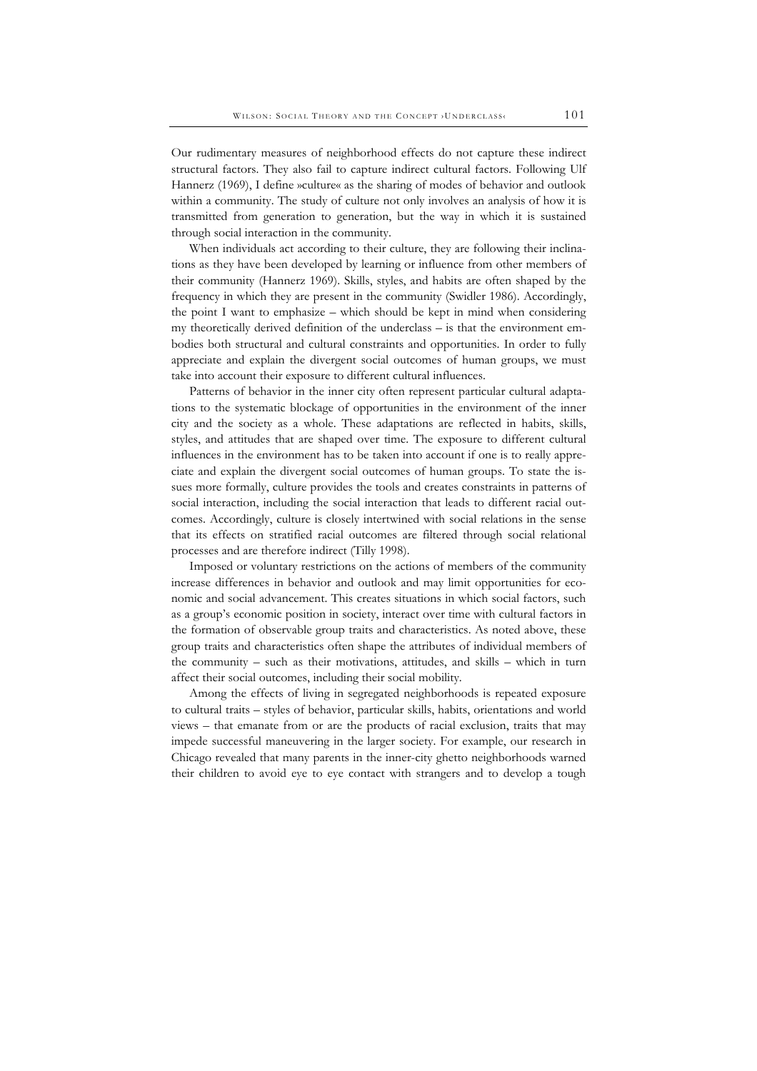Our rudimentary measures of neighborhood effects do not capture these indirect structural factors. They also fail to capture indirect cultural factors. Following Ulf Hannerz (1969), I define »culture« as the sharing of modes of behavior and outlook within a community. The study of culture not only involves an analysis of how it is transmitted from generation to generation, but the way in which it is sustained through social interaction in the community.

When individuals act according to their culture, they are following their inclinations as they have been developed by learning or influence from other members of their community (Hannerz 1969). Skills, styles, and habits are often shaped by the frequency in which they are present in the community (Swidler 1986). Accordingly, the point I want to emphasize – which should be kept in mind when considering my theoretically derived definition of the underclass – is that the environment embodies both structural and cultural constraints and opportunities. In order to fully appreciate and explain the divergent social outcomes of human groups, we must take into account their exposure to different cultural influences.

Patterns of behavior in the inner city often represent particular cultural adaptations to the systematic blockage of opportunities in the environment of the inner city and the society as a whole. These adaptations are reflected in habits, skills, styles, and attitudes that are shaped over time. The exposure to different cultural influences in the environment has to be taken into account if one is to really appreciate and explain the divergent social outcomes of human groups. To state the issues more formally, culture provides the tools and creates constraints in patterns of social interaction, including the social interaction that leads to different racial outcomes. Accordingly, culture is closely intertwined with social relations in the sense that its effects on stratified racial outcomes are filtered through social relational processes and are therefore indirect (Tilly 1998).

Imposed or voluntary restrictions on the actions of members of the community increase differences in behavior and outlook and may limit opportunities for economic and social advancement. This creates situations in which social factors, such as a group's economic position in society, interact over time with cultural factors in the formation of observable group traits and characteristics. As noted above, these group traits and characteristics often shape the attributes of individual members of the community – such as their motivations, attitudes, and skills – which in turn affect their social outcomes, including their social mobility.

Among the effects of living in segregated neighborhoods is repeated exposure to cultural traits – styles of behavior, particular skills, habits, orientations and world views – that emanate from or are the products of racial exclusion, traits that may impede successful maneuvering in the larger society. For example, our research in Chicago revealed that many parents in the inner-city ghetto neighborhoods warned their children to avoid eye to eye contact with strangers and to develop a tough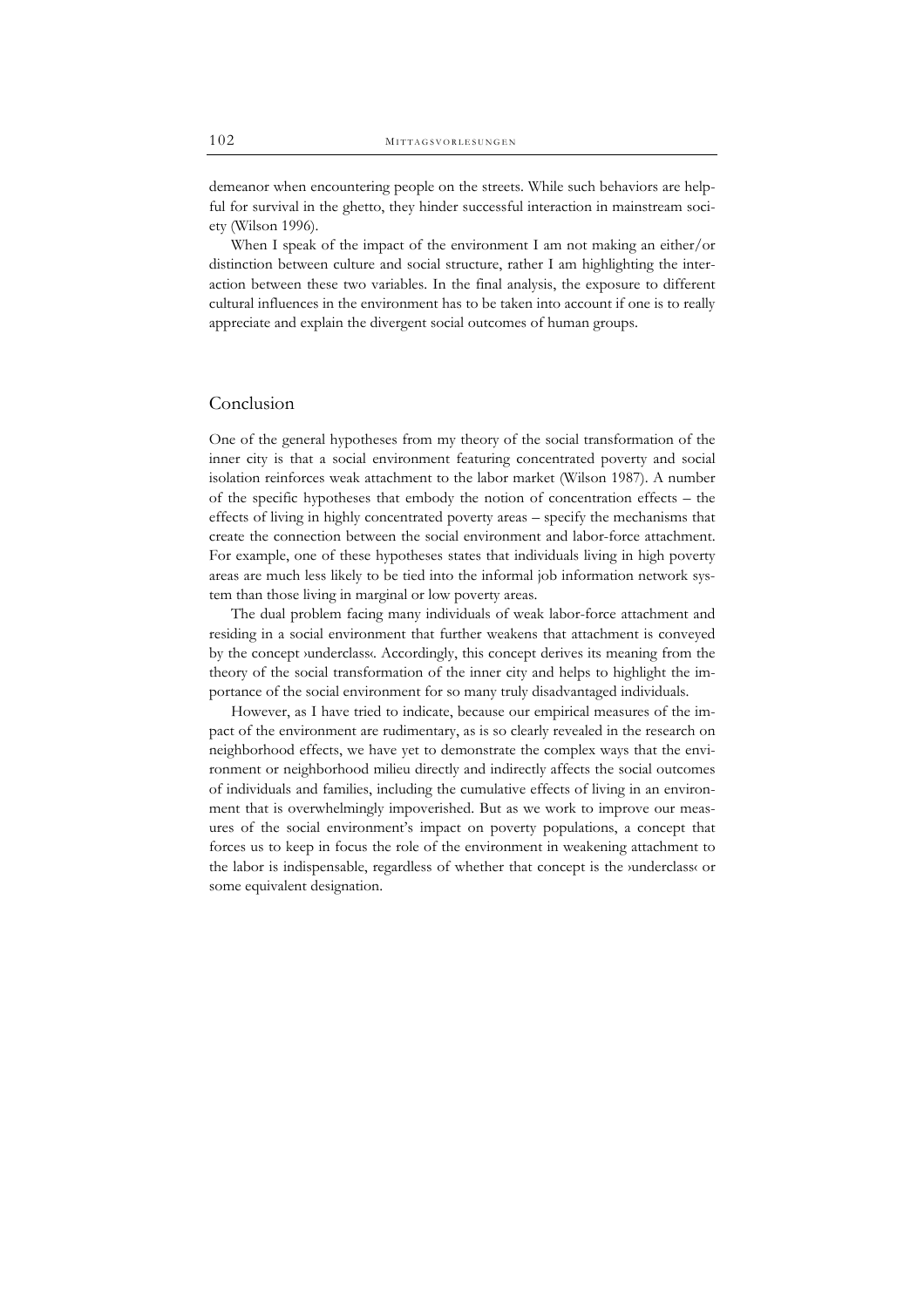demeanor when encountering people on the streets. While such behaviors are helpful for survival in the ghetto, they hinder successful interaction in mainstream society (Wilson 1996).

When I speak of the impact of the environment I am not making an either/or distinction between culture and social structure, rather I am highlighting the interaction between these two variables. In the final analysis, the exposure to different cultural influences in the environment has to be taken into account if one is to really appreciate and explain the divergent social outcomes of human groups.

## Conclusion

One of the general hypotheses from my theory of the social transformation of the inner city is that a social environment featuring concentrated poverty and social isolation reinforces weak attachment to the labor market (Wilson 1987). A number of the specific hypotheses that embody the notion of concentration effects – the effects of living in highly concentrated poverty areas – specify the mechanisms that create the connection between the social environment and labor-force attachment. For example, one of these hypotheses states that individuals living in high poverty areas are much less likely to be tied into the informal job information network system than those living in marginal or low poverty areas.

The dual problem facing many individuals of weak labor-force attachment and residing in a social environment that further weakens that attachment is conveyed by the concept ›underclass‹. Accordingly, this concept derives its meaning from the theory of the social transformation of the inner city and helps to highlight the importance of the social environment for so many truly disadvantaged individuals.

However, as I have tried to indicate, because our empirical measures of the impact of the environment are rudimentary, as is so clearly revealed in the research on neighborhood effects, we have yet to demonstrate the complex ways that the environment or neighborhood milieu directly and indirectly affects the social outcomes of individuals and families, including the cumulative effects of living in an environment that is overwhelmingly impoverished. But as we work to improve our measures of the social environment's impact on poverty populations, a concept that forces us to keep in focus the role of the environment in weakening attachment to the labor is indispensable, regardless of whether that concept is the ›underclass‹ or some equivalent designation.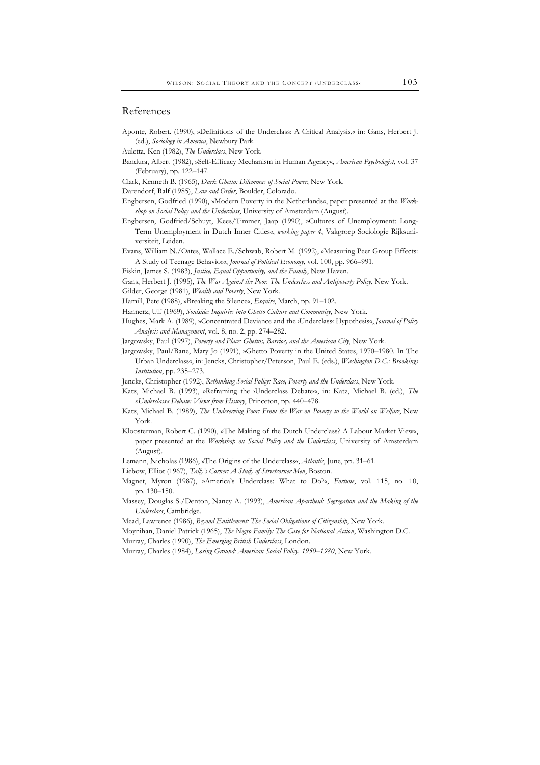## References

Aponte, Robert. (1990), »Definitions of the Underclass: A Critical Analysis,« in: Gans, Herbert J. (ed.), *Sociology in America*, Newbury Park.

Auletta, Ken (1982), *The Underclass*, New York.

Bandura, Albert (1982), »Self-Efficacy Mechanism in Human Agency«, *American Psychologist*, vol. 37 (February), pp. 122–147.

Clark, Kenneth B. (1965), *Dark Ghetto: Dilemmas of Social Power*, New York.

Darendorf, Ralf (1985), *Law and Order*, Boulder, Colorado.

Engbersen, Godfried (1990), »Modern Poverty in the Netherlands«, paper presented at the *Workshop on Social Policy and the Underclass*, University of Amsterdam (August).

Engbersen, Godfried/Schuyt, Kees/Timmer, Jaap (1990), »Cultures of Unemployment: Long-Term Unemployment in Dutch Inner Cities«, *working paper 4*, Vakgroep Sociologie Rijksuniversiteit, Leiden.

Evans, William N./Oates, Wallace E./Schwab, Robert M. (1992), »Measuring Peer Group Effects: A Study of Teenage Behavior«, *Journal of Political Economy*, vol. 100, pp. 966–991.

Fiskin, James S. (1983), *Justice, Equal Opportunity, and the Family*, New Haven.

Gans, Herbert J. (1995), *The War Against the Poor. The Underclass and Antipoverty Policy*, New York.

Gilder, George (1981), *Wealth and Poverty*, New York.

Hamill, Pete (1988), »Breaking the Silence«, *Esquire*, March, pp. 91–102.

Hannerz, Ulf (1969), *Soulside: Inquiries into Ghetto Culture and Community*, New York.

Hughes, Mark A. (1989), »Concentrated Deviance and the ›Underclass‹ Hypothesis«, *Journal of Policy Analysis and Management*, vol. 8, no. 2, pp. 274–282.

Jargowsky, Paul (1997), *Poverty and Place: Ghettos, Barrios, and the American City*, New York.

Jargowsky, Paul/Bane, Mary Jo (1991), »Ghetto Poverty in the United States, 1970–1980. In The Urban Underclass«, in: Jencks, Christopher/Peterson, Paul E. (eds.), *Washington D.C.: Brookings Institution*, pp. 235–273.

Jencks, Christopher (1992), *Rethinking Social Policy: Race, Poverty and the Underclass*, New York.

Katz, Michael B. (1993), »Reframing the ›Underclass Debate«, in: Katz, Michael B. (ed.), *The »Underclass« Debate: Views from History*, Princeton, pp. 440–478.

Katz, Michael B. (1989), *The Undeserving Poor: From the War on Poverty to the World on Welfare*, New York.

Kloosterman, Robert C. (1990), »The Making of the Dutch Underclass? A Labour Market View«, paper presented at the *Workshop on Social Policy and the Underclass*, University of Amsterdam (August).

Lemann, Nicholas (1986), »The Origins of the Underclass«, *Atlantic*, June, pp. 31–61.

Liebow, Elliot (1967), *Tally's Corner: A Study of Streetcorner Men*, Boston.

Magnet, Myron (1987), »America's Underclass: What to Do?«, *Fortune*, vol. 115, no. 10, pp. 130–150.

Massey, Douglas S./Denton, Nancy A. (1993), *American Apartheid: Segregation and the Making of the Underclass*, Cambridge.

Mead, Lawrence (1986), *Beyond Entitlement: The Social Obligations of Citizenship*, New York.

Moynihan, Daniel Patrick (1965), *The Negro Family: The Case for National Action*, Washington D.C.

Murray, Charles (1990), *The Emerging British Underclass*, London.

Murray, Charles (1984), *Losing Ground: American Social Policy, 1950–1980*, New York.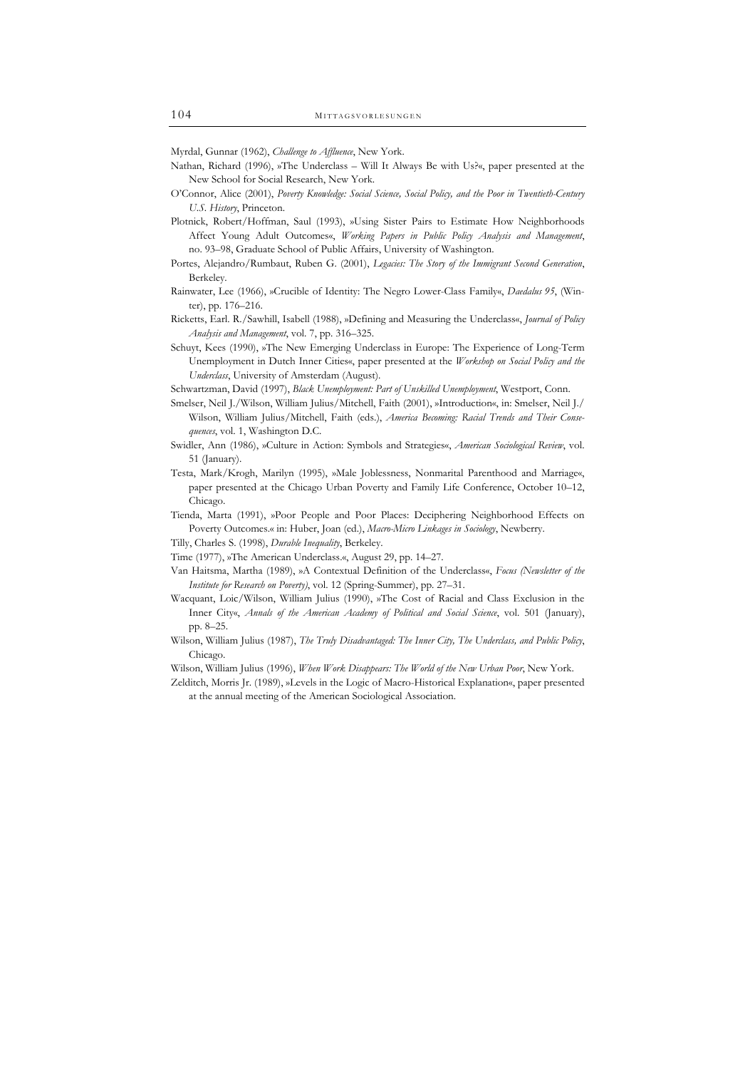Myrdal, Gunnar (1962), *Challenge to Affluence*, New York.

Nathan, Richard (1996), »The Underclass – Will It Always Be with Us?«, paper presented at the New School for Social Research, New York.

O'Connor, Alice (2001), *Poverty Knowledge: Social Science, Social Policy, and the Poor in Twentieth-Century U.S. History*, Princeton.

Plotnick, Robert/Hoffman, Saul (1993), »Using Sister Pairs to Estimate How Neighborhoods Affect Young Adult Outcomes«, *Working Papers in Public Policy Analysis and Management*, no. 93–98, Graduate School of Public Affairs, University of Washington.

Portes, Alejandro/Rumbaut, Ruben G. (2001), *Legacies: The Story of the Immigrant Second Generation*, Berkeley.

Rainwater, Lee (1966), »Crucible of Identity: The Negro Lower-Class Family«, *Daedalus 95*, (Winter), pp. 176–216.

Ricketts, Earl. R./Sawhill, Isabell (1988), »Defining and Measuring the Underclass«, *Journal of Policy Analysis and Management*, vol. 7, pp. 316–325.

Schuyt, Kees (1990), »The New Emerging Underclass in Europe: The Experience of Long-Term Unemployment in Dutch Inner Cities«, paper presented at the *Workshop on Social Policy and the Underclass*, University of Amsterdam (August).

Schwartzman, David (1997), *Black Unemployment: Part of Unskilled Unemployment*, Westport, Conn.

Smelser, Neil J./Wilson, William Julius/Mitchell, Faith (2001), »Introduction«, in: Smelser, Neil J./ Wilson, William Julius/Mitchell, Faith (eds.), *America Becoming: Racial Trends and Their Consequences*, vol. 1, Washington D.C.

Swidler, Ann (1986), »Culture in Action: Symbols and Strategies«, *American Sociological Review*, vol. 51 (January).

Testa, Mark/Krogh, Marilyn (1995), »Male Joblessness, Nonmarital Parenthood and Marriage«, paper presented at the Chicago Urban Poverty and Family Life Conference, October 10–12, Chicago.

Tienda, Marta (1991), »Poor People and Poor Places: Deciphering Neighborhood Effects on Poverty Outcomes.« in: Huber, Joan (ed.), *Macro-Micro Linkages in Sociology*, Newberry.

Tilly, Charles S. (1998), *Durable Inequality*, Berkeley.

Time (1977), »The American Underclass.«, August 29, pp. 14–27.

Van Haitsma, Martha (1989), »A Contextual Definition of the Underclass«, *Focus (Newsletter of the Institute for Research on Poverty)*, vol. 12 (Spring-Summer), pp. 27–31.

Wacquant, Loic/Wilson, William Julius (1990), »The Cost of Racial and Class Exclusion in the Inner City«, *Annals of the American Academy of Political and Social Science*, vol. 501 (January), pp. 8–25.

Wilson, William Julius (1987), *The Truly Disadvantaged: The Inner City, The Underclass, and Public Policy*, Chicago.

Wilson, William Julius (1996), *When Work Disappears: The World of the New Urban Poor*, New York.

Zelditch, Morris Jr. (1989), »Levels in the Logic of Macro-Historical Explanation«, paper presented at the annual meeting of the American Sociological Association.